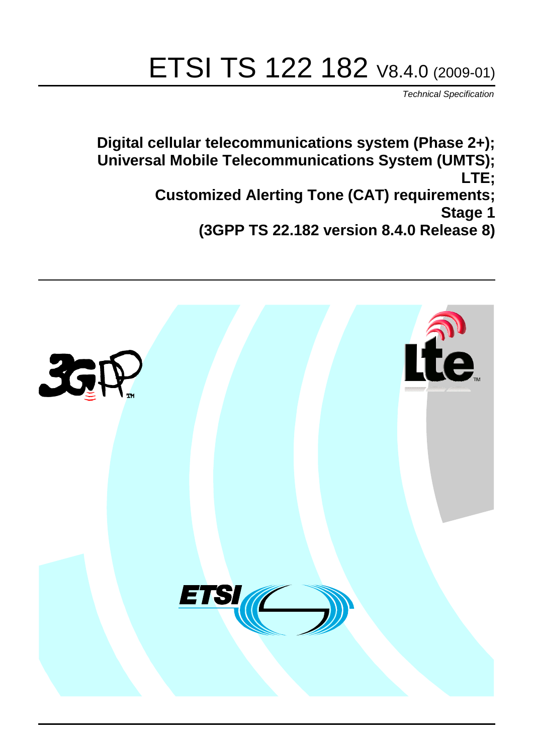# ETSI TS 122 182 V8.4.0 (2009-01)

*Technical Specification*

**Digital cellular telecommunications system (Phase 2+);
Universal Mobile Telecommunications System (UMTS);
LTE;
Customized Alerting Tone (CAT) requirements;
Stage 1
(3GPP TS 22.182 version 8.4.0 Release 8)**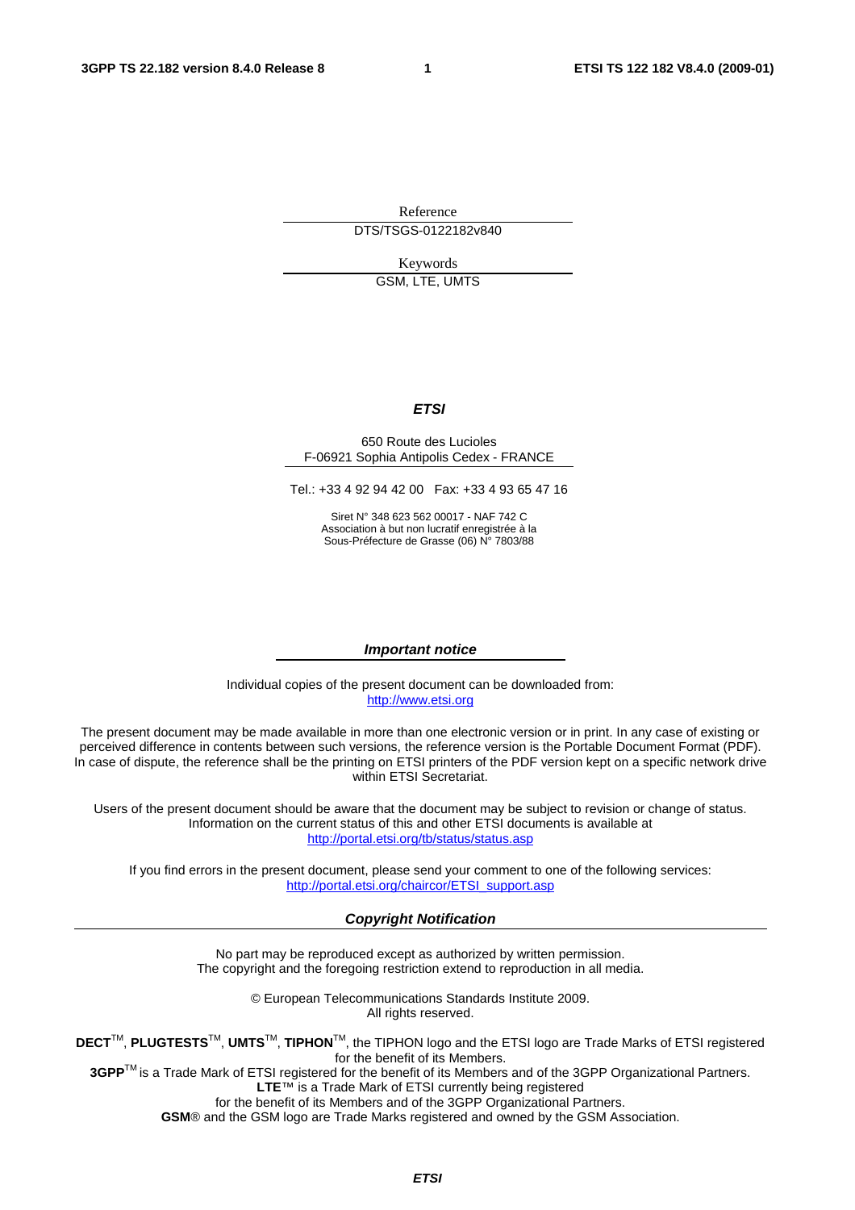Reference

DTS/TSGS-0122182v840

Keywords

GSM, LTE, UMTS

***ETSI***

650 Route des Lucioles
F-06921 Sophia Antipolis Cedex - FRANCE

Tel.: +33 4 92 94 42 00 Fax: +33 4 93 65 47 16

Siret N° 348 623 562 00017 - NAF 742 C
Association à but non lucratif enregistrée à la
Sous-Préfecture de Grasse (06) N° 7803/88

***Important notice***

Individual copies of the present document can be downloaded from:
http://www.etsi.org

The present document may be made available in more than one electronic version or in print. In any case of existing or perceived difference in contents between such versions, the reference version is the Portable Document Format (PDF). In case of dispute, the reference shall be the printing on ETSI printers of the PDF version kept on a specific network drive within ETSI Secretariat.

Users of the present document should be aware that the document may be subject to revision or change of status. Information on the current status of this and other ETSI documents is available at
http://portal.etsi.org/tb/status/status.asp

If you find errors in the present document, please send your comment to one of the following services:
http://portal.etsi.org/chaircor/ETSI_support.asp

***Copyright Notification***

No part may be reproduced except as authorized by written permission.
The copyright and the foregoing restriction extend to reproduction in all media.

© European Telecommunications Standards Institute 2009.
All rights reserved.

**DECT**™, **PLUGTESTS**™, **UMTS**™, **TIPHON**™, the TIPHON logo and the ETSI logo are Trade Marks of ETSI registered for the benefit of its Members.
**3GPP**™ is a Trade Mark of ETSI registered for the benefit of its Members and of the 3GPP Organizational Partners.
**LTE**™ is a Trade Mark of ETSI currently being registered
for the benefit of its Members and of the 3GPP Organizational Partners.
**GSM**® and the GSM logo are Trade Marks registered and owned by the GSM Association.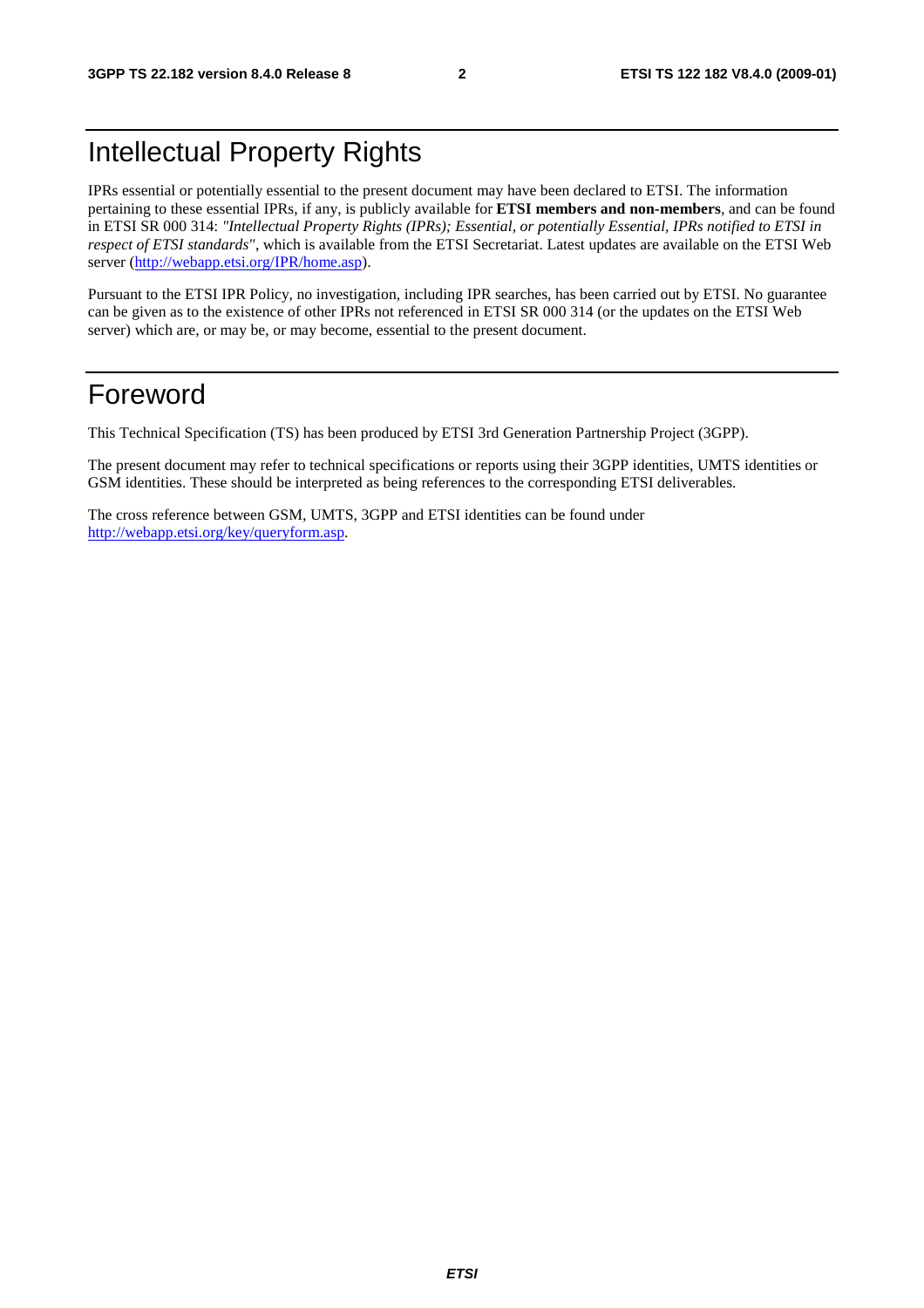# Intellectual Property Rights

IPRs essential or potentially essential to the present document may have been declared to ETSI. The information pertaining to these essential IPRs, if any, is publicly available for **ETSI members and non-members**, and can be found in ETSI SR 000 314: *"Intellectual Property Rights (IPRs); Essential, or potentially Essential, IPRs notified to ETSI in respect of ETSI standards"*, which is available from the ETSI Secretariat. Latest updates are available on the ETSI Web server (http://webapp.etsi.org/IPR/home.asp).

Pursuant to the ETSI IPR Policy, no investigation, including IPR searches, has been carried out by ETSI. No guarantee can be given as to the existence of other IPRs not referenced in ETSI SR 000 314 (or the updates on the ETSI Web server) which are, or may be, or may become, essential to the present document.

# Foreword

This Technical Specification (TS) has been produced by ETSI 3rd Generation Partnership Project (3GPP).

The present document may refer to technical specifications or reports using their 3GPP identities, UMTS identities or GSM identities. These should be interpreted as being references to the corresponding ETSI deliverables.

The cross reference between GSM, UMTS, 3GPP and ETSI identities can be found under http://webapp.etsi.org/key/queryform.asp.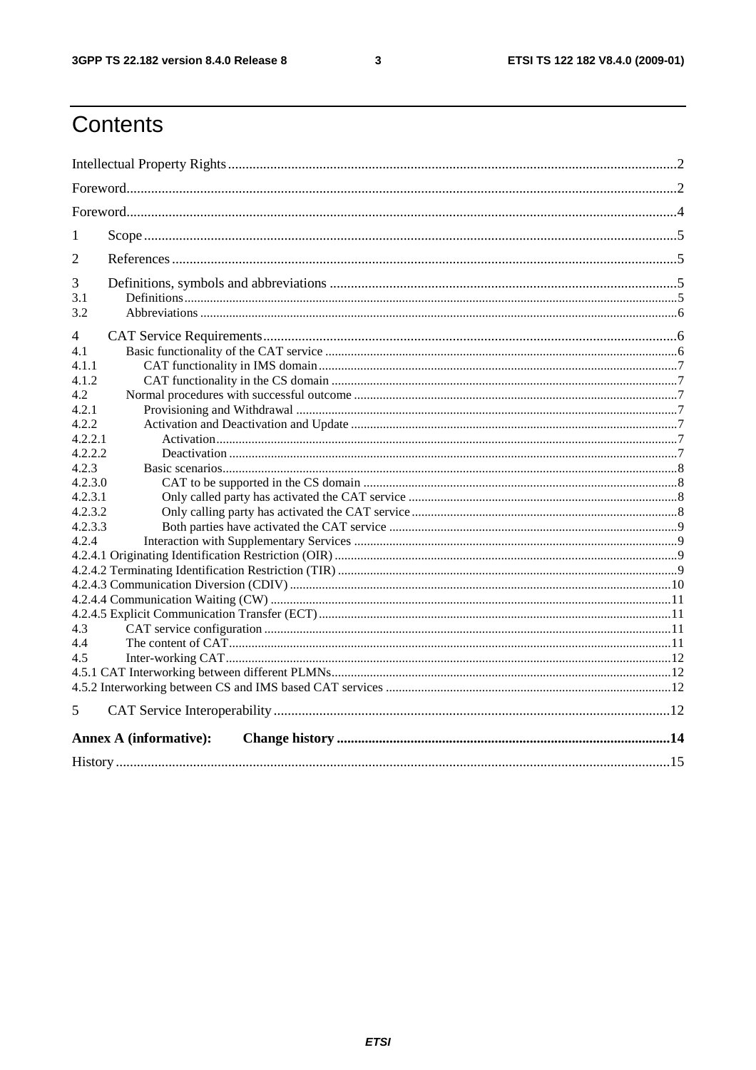# Contents

Intellectual Property Rights ..... 2

Foreword ..... 2

Foreword ..... 4

1 Scope ..... 5

2 References ..... 5

3 Definitions, symbols and abbreviations ..... 5

3.1 Definitions ..... 5

3.2 Abbreviations ..... 6

4 CAT Service Requirements ..... 6

4.1 Basic functionality of the CAT service ..... 6

4.1.1 CAT functionality in IMS domain ..... 7

4.1.2 CAT functionality in the CS domain ..... 7

4.2 Normal procedures with successful outcome ..... 7

4.2.1 Provisioning and Withdrawal ..... 7

4.2.2 Activation and Deactivation and Update ..... 7

4.2.2.1 Activation ..... 7

4.2.2.2 Deactivation ..... 7

4.2.3 Basic scenarios ..... 8

4.2.3.0 CAT to be supported in the CS domain ..... 8

4.2.3.1 Only called party has activated the CAT service ..... 8

4.2.3.2 Only calling party has activated the CAT service ..... 8

4.2.3.3 Both parties have activated the CAT service ..... 9

4.2.4 Interaction with Supplementary Services ..... 9

4.2.4.1 Originating Identification Restriction (OIR) ..... 9

4.2.4.2 Terminating Identification Restriction (TIR) ..... 9

4.2.4.3 Communication Diversion (CDIV) ..... 10

4.2.4.4 Communication Waiting (CW) ..... 11

4.2.4.5 Explicit Communication Transfer (ECT) ..... 11

4.3 CAT service configuration ..... 11

4.4 The content of CAT ..... 11

4.5 Inter-working CAT ..... 12

4.5.1 CAT Interworking between different PLMNs ..... 12

4.5.2 Interworking between CS and IMS based CAT services ..... 12

5 CAT Service Interoperability ..... 12

**Annex A (informative): Change history ..... 14**

History ..... 15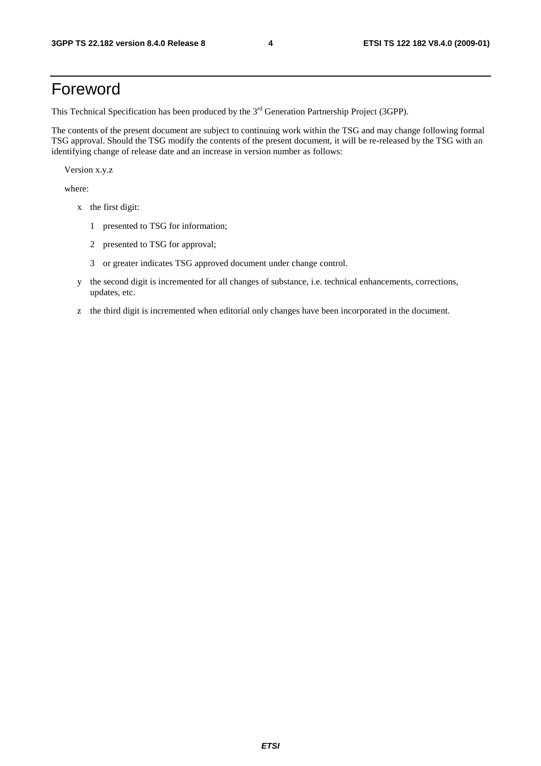# Foreword

This Technical Specification has been produced by the 3rd Generation Partnership Project (3GPP).

The contents of the present document are subject to continuing work within the TSG and may change following formal TSG approval. Should the TSG modify the contents of the present document, it will be re-released by the TSG with an identifying change of release date and an increase in version number as follows:

Version x.y.z

where:

- x the first digit:
  - 1 presented to TSG for information;
  - 2 presented to TSG for approval;
  - 3 or greater indicates TSG approved document under change control.
- y the second digit is incremented for all changes of substance, i.e. technical enhancements, corrections, updates, etc.
- z the third digit is incremented when editorial only changes have been incorporated in the document.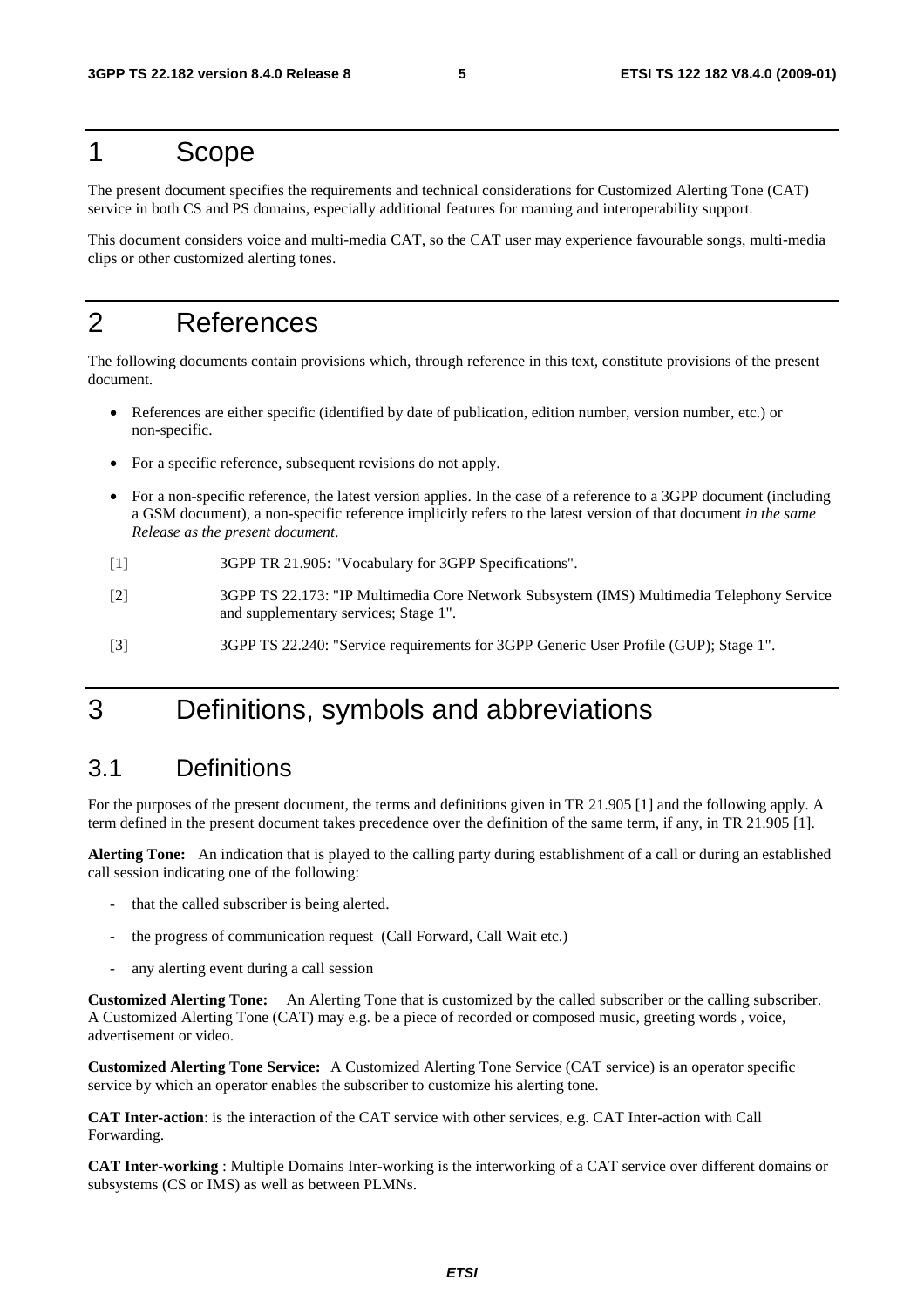# 1 Scope

The present document specifies the requirements and technical considerations for Customized Alerting Tone (CAT) service in both CS and PS domains, especially additional features for roaming and interoperability support.

This document considers voice and multi-media CAT, so the CAT user may experience favourable songs, multi-media clips or other customized alerting tones.

# 2 References

The following documents contain provisions which, through reference in this text, constitute provisions of the present document.

- References are either specific (identified by date of publication, edition number, version number, etc.) or non-specific.
- For a specific reference, subsequent revisions do not apply.
- For a non-specific reference, the latest version applies. In the case of a reference to a 3GPP document (including a GSM document), a non-specific reference implicitly refers to the latest version of that document *in the same Release as the present document*.

[1] 3GPP TR 21.905: "Vocabulary for 3GPP Specifications".

[2] 3GPP TS 22.173: "IP Multimedia Core Network Subsystem (IMS) Multimedia Telephony Service and supplementary services; Stage 1".

[3] 3GPP TS 22.240: "Service requirements for 3GPP Generic User Profile (GUP); Stage 1".

# 3 Definitions, symbols and abbreviations

## 3.1 Definitions

For the purposes of the present document, the terms and definitions given in TR 21.905 [1] and the following apply. A term defined in the present document takes precedence over the definition of the same term, if any, in TR 21.905 [1].

**Alerting Tone:** An indication that is played to the calling party during establishment of a call or during an established call session indicating one of the following:

- that the called subscriber is being alerted.
- the progress of communication request (Call Forward, Call Wait etc.)
- any alerting event during a call session

**Customized Alerting Tone:** An Alerting Tone that is customized by the called subscriber or the calling subscriber. A Customized Alerting Tone (CAT) may e.g. be a piece of recorded or composed music, greeting words , voice, advertisement or video.

**Customized Alerting Tone Service:** A Customized Alerting Tone Service (CAT service) is an operator specific service by which an operator enables the subscriber to customize his alerting tone.

**CAT Inter-action**: is the interaction of the CAT service with other services, e.g. CAT Inter-action with Call Forwarding.

**CAT Inter-working** : Multiple Domains Inter-working is the interworking of a CAT service over different domains or subsystems (CS or IMS) as well as between PLMNs.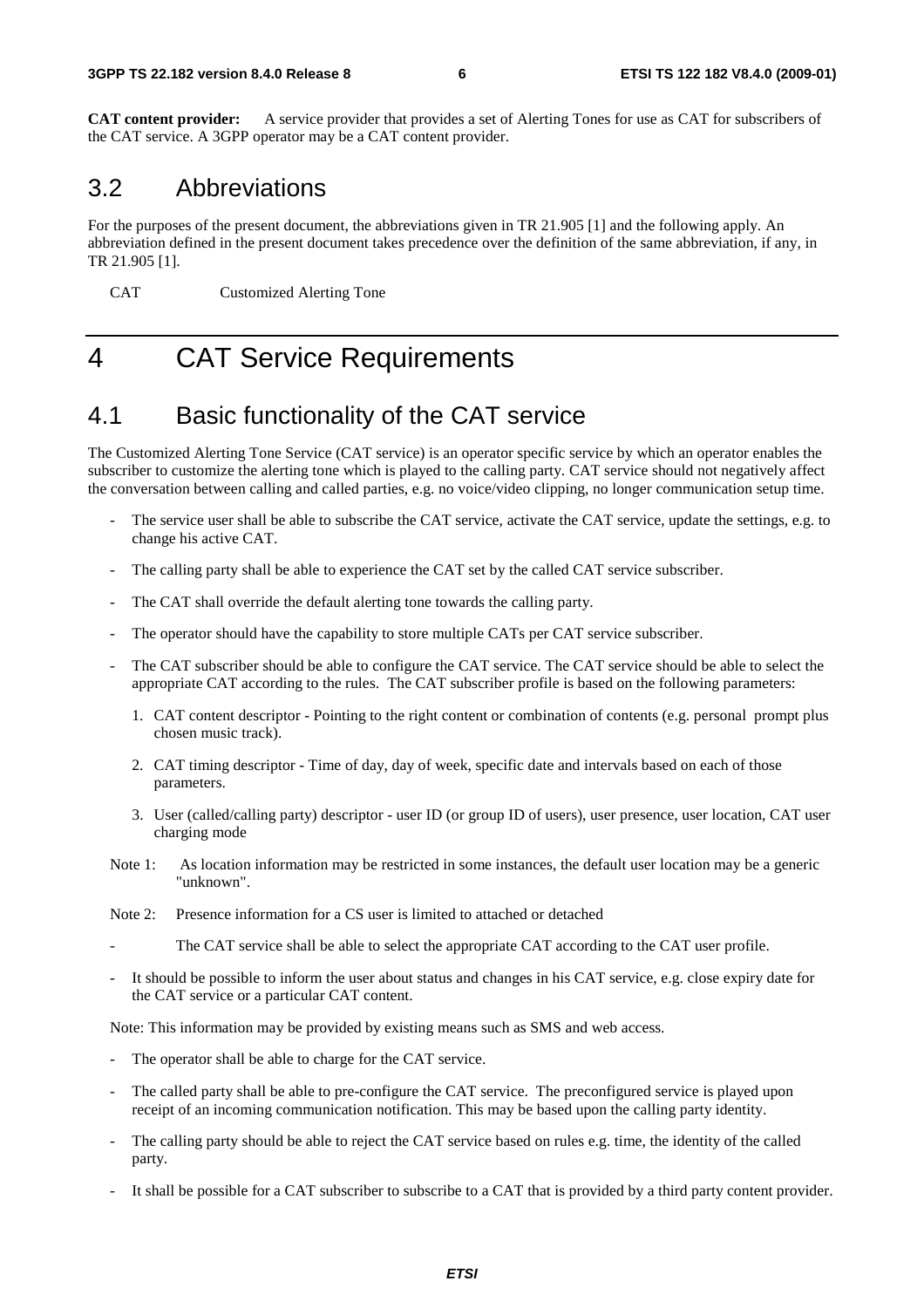**CAT content provider:** A service provider that provides a set of Alerting Tones for use as CAT for subscribers of the CAT service. A 3GPP operator may be a CAT content provider.

## 3.2 Abbreviations

For the purposes of the present document, the abbreviations given in TR 21.905 [1] and the following apply. An abbreviation defined in the present document takes precedence over the definition of the same abbreviation, if any, in TR 21.905 [1].

CAT Customized Alerting Tone

# 4 CAT Service Requirements

## 4.1 Basic functionality of the CAT service

The Customized Alerting Tone Service (CAT service) is an operator specific service by which an operator enables the subscriber to customize the alerting tone which is played to the calling party. CAT service should not negatively affect the conversation between calling and called parties, e.g. no voice/video clipping, no longer communication setup time.

- The service user shall be able to subscribe the CAT service, activate the CAT service, update the settings, e.g. to change his active CAT.
- The calling party shall be able to experience the CAT set by the called CAT service subscriber.
- The CAT shall override the default alerting tone towards the calling party.
- The operator should have the capability to store multiple CATs per CAT service subscriber.
- The CAT subscriber should be able to configure the CAT service. The CAT service should be able to select the appropriate CAT according to the rules. The CAT subscriber profile is based on the following parameters:
    1. CAT content descriptor - Pointing to the right content or combination of contents (e.g. personal prompt plus chosen music track).
    2. CAT timing descriptor - Time of day, day of week, specific date and intervals based on each of those parameters.
    3. User (called/calling party) descriptor - user ID (or group ID of users), user presence, user location, CAT user charging mode

Note 1: As location information may be restricted in some instances, the default user location may be a generic "unknown".

Note 2: Presence information for a CS user is limited to attached or detached

- The CAT service shall be able to select the appropriate CAT according to the CAT user profile.
- It should be possible to inform the user about status and changes in his CAT service, e.g. close expiry date for the CAT service or a particular CAT content.

Note: This information may be provided by existing means such as SMS and web access.

- The operator shall be able to charge for the CAT service.
- The called party shall be able to pre-configure the CAT service. The preconfigured service is played upon receipt of an incoming communication notification. This may be based upon the calling party identity.
- The calling party should be able to reject the CAT service based on rules e.g. time, the identity of the called party.
- It shall be possible for a CAT subscriber to subscribe to a CAT that is provided by a third party content provider.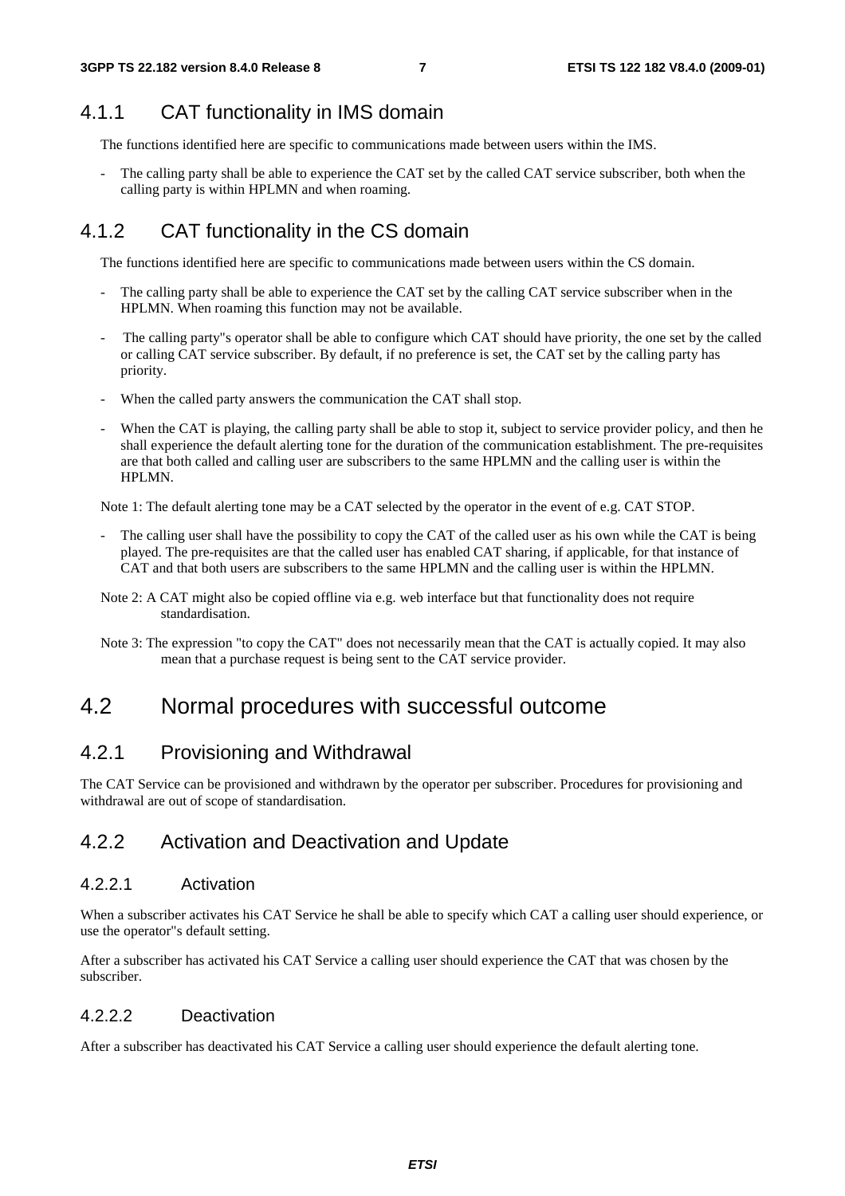### 4.1.1 CAT functionality in IMS domain

The functions identified here are specific to communications made between users within the IMS.

- The calling party shall be able to experience the CAT set by the called CAT service subscriber, both when the calling party is within HPLMN and when roaming.

### 4.1.2 CAT functionality in the CS domain

The functions identified here are specific to communications made between users within the CS domain.

- The calling party shall be able to experience the CAT set by the calling CAT service subscriber when in the HPLMN. When roaming this function may not be available.
- The calling party"s operator shall be able to configure which CAT should have priority, the one set by the called or calling CAT service subscriber. By default, if no preference is set, the CAT set by the calling party has priority.
- When the called party answers the communication the CAT shall stop.
- When the CAT is playing, the calling party shall be able to stop it, subject to service provider policy, and then he shall experience the default alerting tone for the duration of the communication establishment. The pre-requisites are that both called and calling user are subscribers to the same HPLMN and the calling user is within the HPLMN.

Note 1: The default alerting tone may be a CAT selected by the operator in the event of e.g. CAT STOP.

- The calling user shall have the possibility to copy the CAT of the called user as his own while the CAT is being played. The pre-requisites are that the called user has enabled CAT sharing, if applicable, for that instance of CAT and that both users are subscribers to the same HPLMN and the calling user is within the HPLMN.

Note 2: A CAT might also be copied offline via e.g. web interface but that functionality does not require standardisation.

Note 3: The expression "to copy the CAT" does not necessarily mean that the CAT is actually copied. It may also mean that a purchase request is being sent to the CAT service provider.

## 4.2 Normal procedures with successful outcome

### 4.2.1 Provisioning and Withdrawal

The CAT Service can be provisioned and withdrawn by the operator per subscriber. Procedures for provisioning and withdrawal are out of scope of standardisation.

### 4.2.2 Activation and Deactivation and Update

#### 4.2.2.1 Activation

When a subscriber activates his CAT Service he shall be able to specify which CAT a calling user should experience, or use the operator"s default setting.

After a subscriber has activated his CAT Service a calling user should experience the CAT that was chosen by the subscriber.

#### 4.2.2.2 Deactivation

After a subscriber has deactivated his CAT Service a calling user should experience the default alerting tone.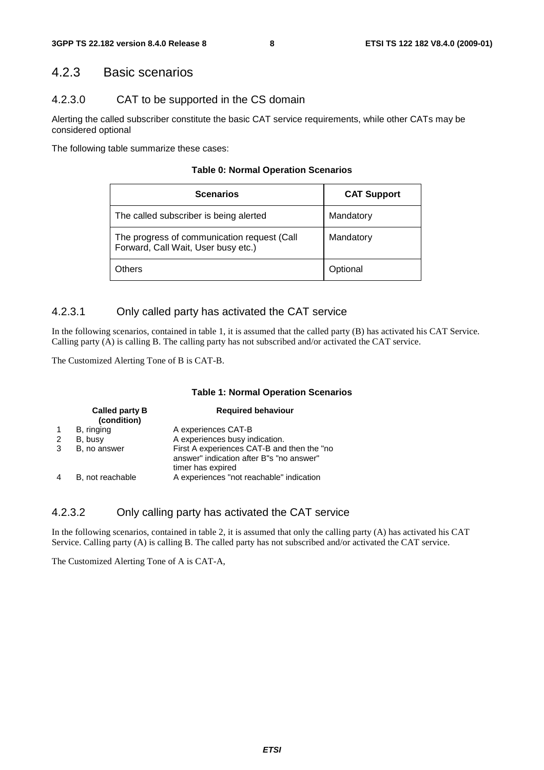### 4.2.3 Basic scenarios

#### 4.2.3.0 CAT to be supported in the CS domain

Alerting the called subscriber constitute the basic CAT service requirements, while other CATs may be considered optional

The following table summarize these cases:

**Table 0: Normal Operation Scenarios**

| Scenarios | CAT Support |
|---|---|
| The called subscriber is being alerted | Mandatory |
| The progress of communication request (Call Forward, Call Wait, User busy etc.) | Mandatory |
| Others | Optional |

#### 4.2.3.1 Only called party has activated the CAT service

In the following scenarios, contained in table 1, it is assumed that the called party (B) has activated his CAT Service. Calling party (A) is calling B. The calling party has not subscribed and/or activated the CAT service.

The Customized Alerting Tone of B is CAT-B.

**Table 1: Normal Operation Scenarios**

| | Called party B (condition) | Required behaviour |
|---|---|---|
| 1 | B, ringing | A experiences CAT-B |
| 2 | B, busy | A experiences busy indication. |
| 3 | B, no answer | First A experiences CAT-B and then the "no answer" indication after B"s "no answer" timer has expired |
| 4 | B, not reachable | A experiences "not reachable" indication |

#### 4.2.3.2 Only calling party has activated the CAT service

In the following scenarios, contained in table 2, it is assumed that only the calling party (A) has activated his CAT Service. Calling party (A) is calling B. The called party has not subscribed and/or activated the CAT service.

The Customized Alerting Tone of A is CAT-A,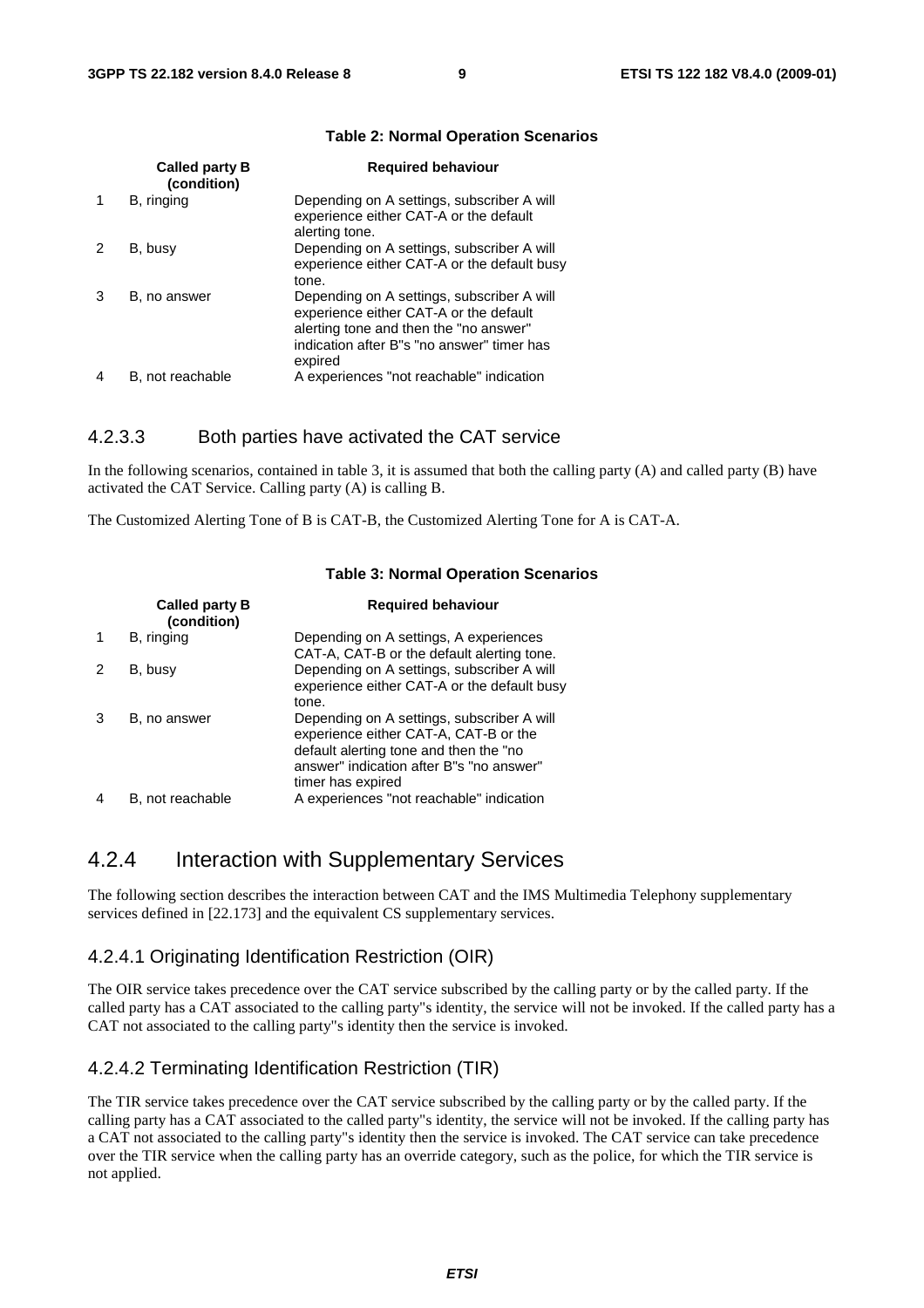**Table 2: Normal Operation Scenarios**

| | Called party B (condition) | Required behaviour |
|---|---|---|
| 1 | B, ringing | Depending on A settings, subscriber A will experience either CAT-A or the default alerting tone. |
| 2 | B, busy | Depending on A settings, subscriber A will experience either CAT-A or the default busy tone. |
| 3 | B, no answer | Depending on A settings, subscriber A will experience either CAT-A or the default alerting tone and then the "no answer" indication after B"s "no answer" timer has expired |
| 4 | B, not reachable | A experiences "not reachable" indication |

#### 4.2.3.3 Both parties have activated the CAT service

In the following scenarios, contained in table 3, it is assumed that both the calling party (A) and called party (B) have activated the CAT Service. Calling party (A) is calling B.

The Customized Alerting Tone of B is CAT-B, the Customized Alerting Tone for A is CAT-A.

**Table 3: Normal Operation Scenarios**

| | Called party B (condition) | Required behaviour |
|---|---|---|
| 1 | B, ringing | Depending on A settings, A experiences CAT-A, CAT-B or the default alerting tone. |
| 2 | B, busy | Depending on A settings, subscriber A will experience either CAT-A or the default busy tone. |
| 3 | B, no answer | Depending on A settings, subscriber A will experience either CAT-A, CAT-B or the default alerting tone and then the "no answer" indication after B"s "no answer" timer has expired |
| 4 | B, not reachable | A experiences "not reachable" indication |

### 4.2.4 Interaction with Supplementary Services

The following section describes the interaction between CAT and the IMS Multimedia Telephony supplementary services defined in [22.173] and the equivalent CS supplementary services.

#### 4.2.4.1 Originating Identification Restriction (OIR)

The OIR service takes precedence over the CAT service subscribed by the calling party or by the called party. If the called party has a CAT associated to the calling party"s identity, the service will not be invoked. If the called party has a CAT not associated to the calling party"s identity then the service is invoked.

#### 4.2.4.2 Terminating Identification Restriction (TIR)

The TIR service takes precedence over the CAT service subscribed by the calling party or by the called party. If the calling party has a CAT associated to the called party"s identity, the service will not be invoked. If the calling party has a CAT not associated to the calling party"s identity then the service is invoked. The CAT service can take precedence over the TIR service when the calling party has an override category, such as the police, for which the TIR service is not applied.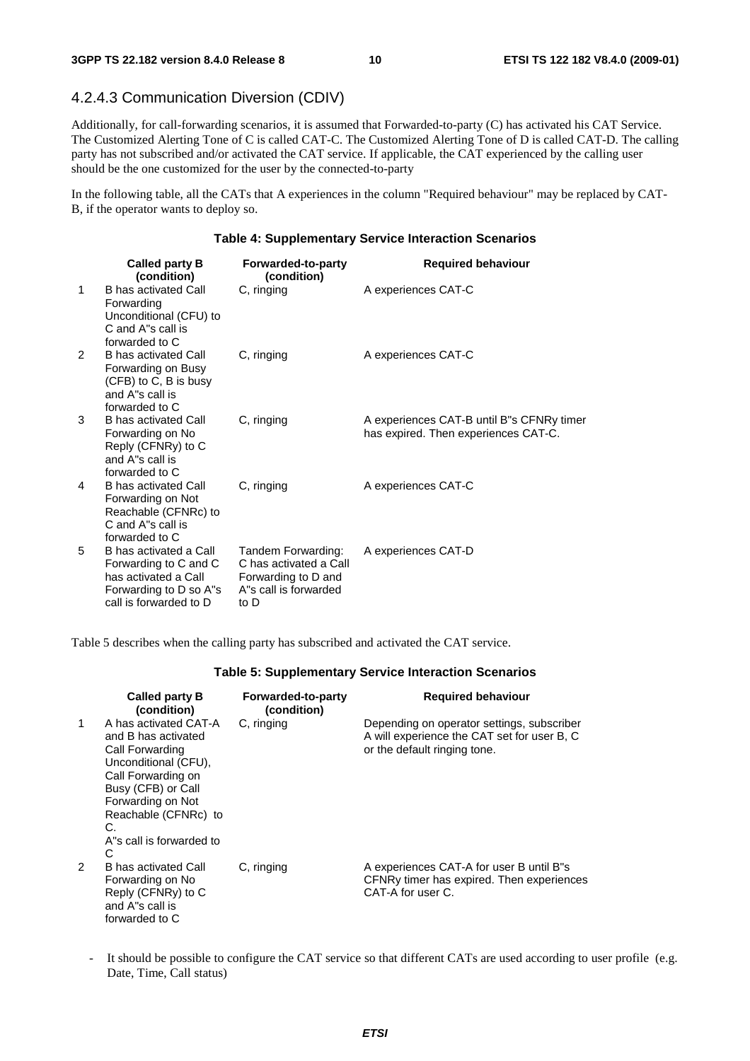### 4.2.4.3 Communication Diversion (CDIV)

Additionally, for call-forwarding scenarios, it is assumed that Forwarded-to-party (C) has activated his CAT Service. The Customized Alerting Tone of C is called CAT-C. The Customized Alerting Tone of D is called CAT-D. The calling party has not subscribed and/or activated the CAT service. If applicable, the CAT experienced by the calling user should be the one customized for the user by the connected-to-party

In the following table, all the CATs that A experiences in the column "Required behaviour" may be replaced by CAT-B, if the operator wants to deploy so.

**Table 4: Supplementary Service Interaction Scenarios**

| | Called party B (condition) | Forwarded-to-party (condition) | Required behaviour |
|---|---|---|---|
| 1 | B has activated Call Forwarding Unconditional (CFU) to C and A"s call is forwarded to C | C, ringing | A experiences CAT-C |
| 2 | B has activated Call Forwarding on Busy (CFB) to C, B is busy and A"s call is forwarded to C | C, ringing | A experiences CAT-C |
| 3 | B has activated Call Forwarding on No Reply (CFNRy) to C and A"s call is forwarded to C | C, ringing | A experiences CAT-B until B"s CFNRy timer has expired. Then experiences CAT-C. |
| 4 | B has activated Call Forwarding on Not Reachable (CFNRc) to C and A"s call is forwarded to C | C, ringing | A experiences CAT-C |
| 5 | B has activated a Call Forwarding to C and C has activated a Call Forwarding to D so A"s call is forwarded to D | Tandem Forwarding: C has activated a Call Forwarding to D and A"s call is forwarded to D | A experiences CAT-D |

Table 5 describes when the calling party has subscribed and activated the CAT service.

**Table 5: Supplementary Service Interaction Scenarios**

| | Called party B (condition) | Forwarded-to-party (condition) | Required behaviour |
|---|---|---|---|
| 1 | A has activated CAT-A and B has activated Call Forwarding Unconditional (CFU), Call Forwarding on Busy (CFB) or Call Forwarding on Not Reachable (CFNRc) to C. A"s call is forwarded to C | C, ringing | Depending on operator settings, subscriber A will experience the CAT set for user B, C or the default ringing tone. |
| 2 | B has activated Call Forwarding on No Reply (CFNRy) to C and A"s call is forwarded to C | C, ringing | A experiences CAT-A for user B until B"s CFNRy timer has expired. Then experiences CAT-A for user C. |

- It should be possible to configure the CAT service so that different CATs are used according to user profile (e.g. Date, Time, Call status)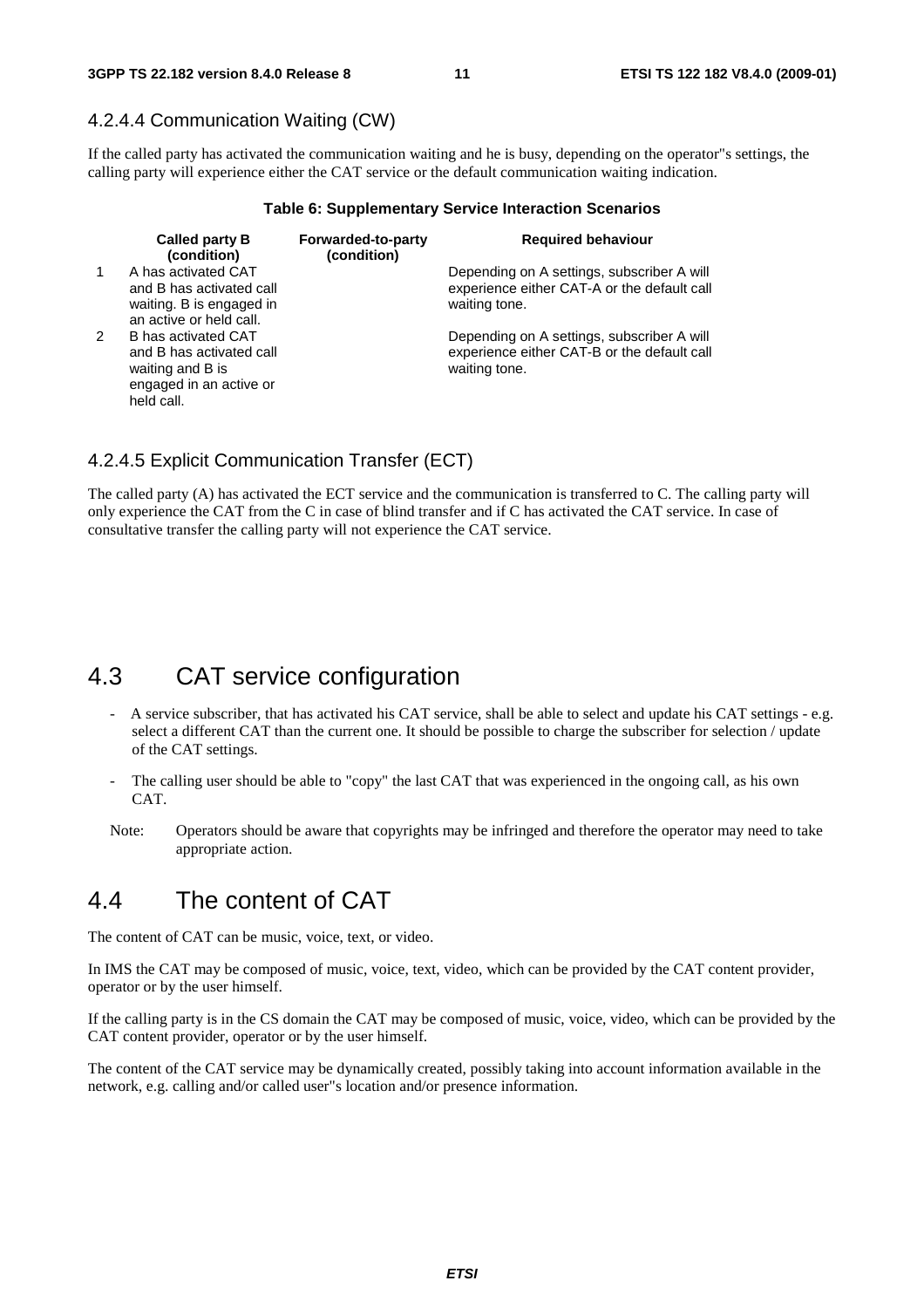#### 4.2.4.4 Communication Waiting (CW)

If the called party has activated the communication waiting and he is busy, depending on the operator"s settings, the calling party will experience either the CAT service or the default communication waiting indication.

**Table 6: Supplementary Service Interaction Scenarios**

| | Called party B (condition) | Forwarded-to-party (condition) | Required behaviour |
|---|---|---|---|
| 1 | A has activated CAT and B has activated call waiting. B is engaged in an active or held call. | | Depending on A settings, subscriber A will experience either CAT-A or the default call waiting tone. |
| 2 | B has activated CAT and B has activated call waiting and B is engaged in an active or held call. | | Depending on A settings, subscriber A will experience either CAT-B or the default call waiting tone. |

#### 4.2.4.5 Explicit Communication Transfer (ECT)

The called party (A) has activated the ECT service and the communication is transferred to C. The calling party will only experience the CAT from the C in case of blind transfer and if C has activated the CAT service. In case of consultative transfer the calling party will not experience the CAT service.

## 4.3 CAT service configuration

- A service subscriber, that has activated his CAT service, shall be able to select and update his CAT settings - e.g. select a different CAT than the current one. It should be possible to charge the subscriber for selection / update of the CAT settings.
- The calling user should be able to "copy" the last CAT that was experienced in the ongoing call, as his own CAT.

Note: Operators should be aware that copyrights may be infringed and therefore the operator may need to take appropriate action.

## 4.4 The content of CAT

The content of CAT can be music, voice, text, or video.

In IMS the CAT may be composed of music, voice, text, video, which can be provided by the CAT content provider, operator or by the user himself.

If the calling party is in the CS domain the CAT may be composed of music, voice, video, which can be provided by the CAT content provider, operator or by the user himself.

The content of the CAT service may be dynamically created, possibly taking into account information available in the network, e.g. calling and/or called user"s location and/or presence information.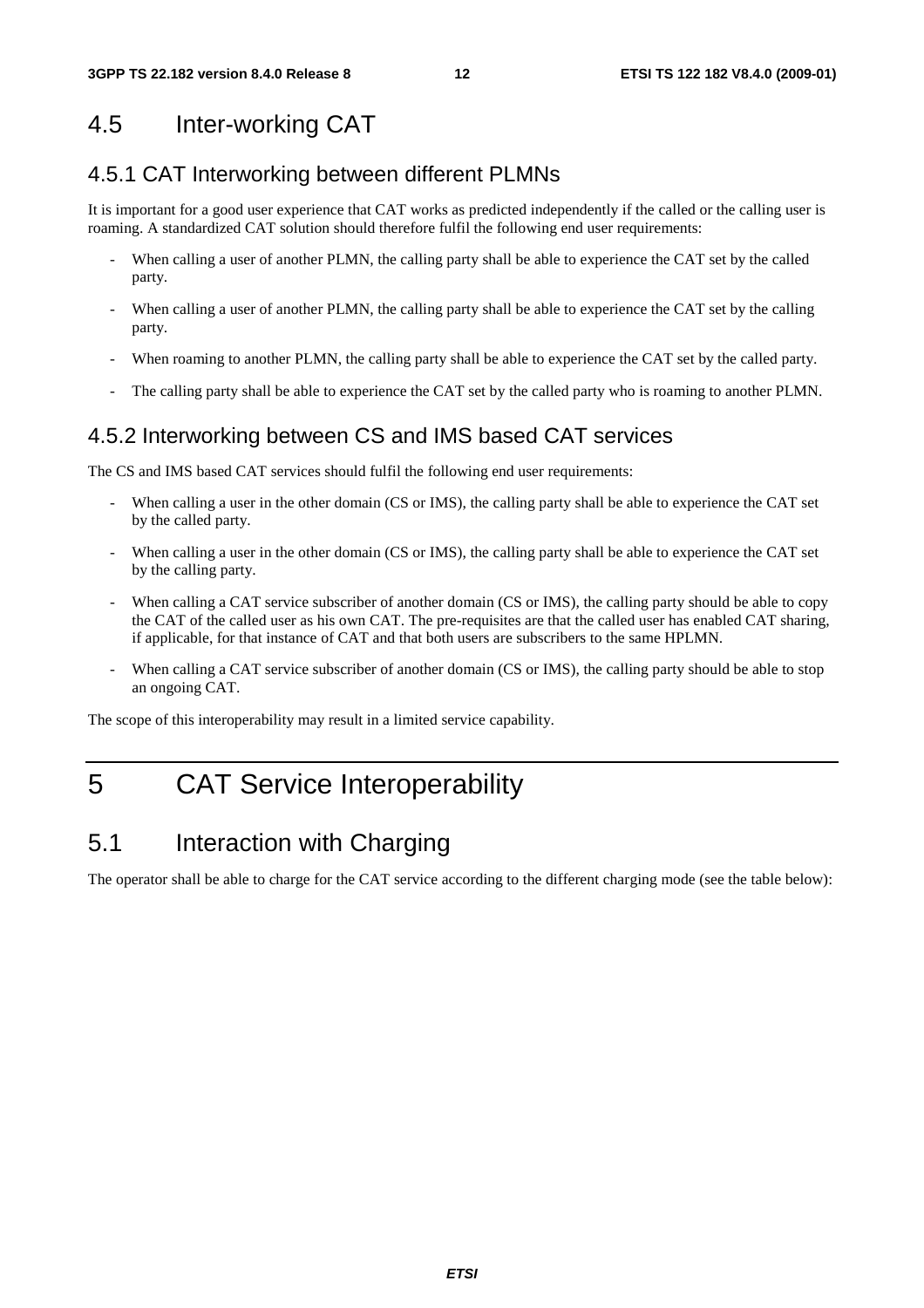## 4.5 Inter-working CAT

### 4.5.1 CAT Interworking between different PLMNs

It is important for a good user experience that CAT works as predicted independently if the called or the calling user is roaming. A standardized CAT solution should therefore fulfil the following end user requirements:

- When calling a user of another PLMN, the calling party shall be able to experience the CAT set by the called party.
- When calling a user of another PLMN, the calling party shall be able to experience the CAT set by the calling party.
- When roaming to another PLMN, the calling party shall be able to experience the CAT set by the called party.
- The calling party shall be able to experience the CAT set by the called party who is roaming to another PLMN.

### 4.5.2 Interworking between CS and IMS based CAT services

The CS and IMS based CAT services should fulfil the following end user requirements:

- When calling a user in the other domain (CS or IMS), the calling party shall be able to experience the CAT set by the called party.
- When calling a user in the other domain (CS or IMS), the calling party shall be able to experience the CAT set by the calling party.
- When calling a CAT service subscriber of another domain (CS or IMS), the calling party should be able to copy the CAT of the called user as his own CAT. The pre-requisites are that the called user has enabled CAT sharing, if applicable, for that instance of CAT and that both users are subscribers to the same HPLMN.
- When calling a CAT service subscriber of another domain (CS or IMS), the calling party should be able to stop an ongoing CAT.

The scope of this interoperability may result in a limited service capability.

# 5 CAT Service Interoperability

## 5.1 Interaction with Charging

The operator shall be able to charge for the CAT service according to the different charging mode (see the table below):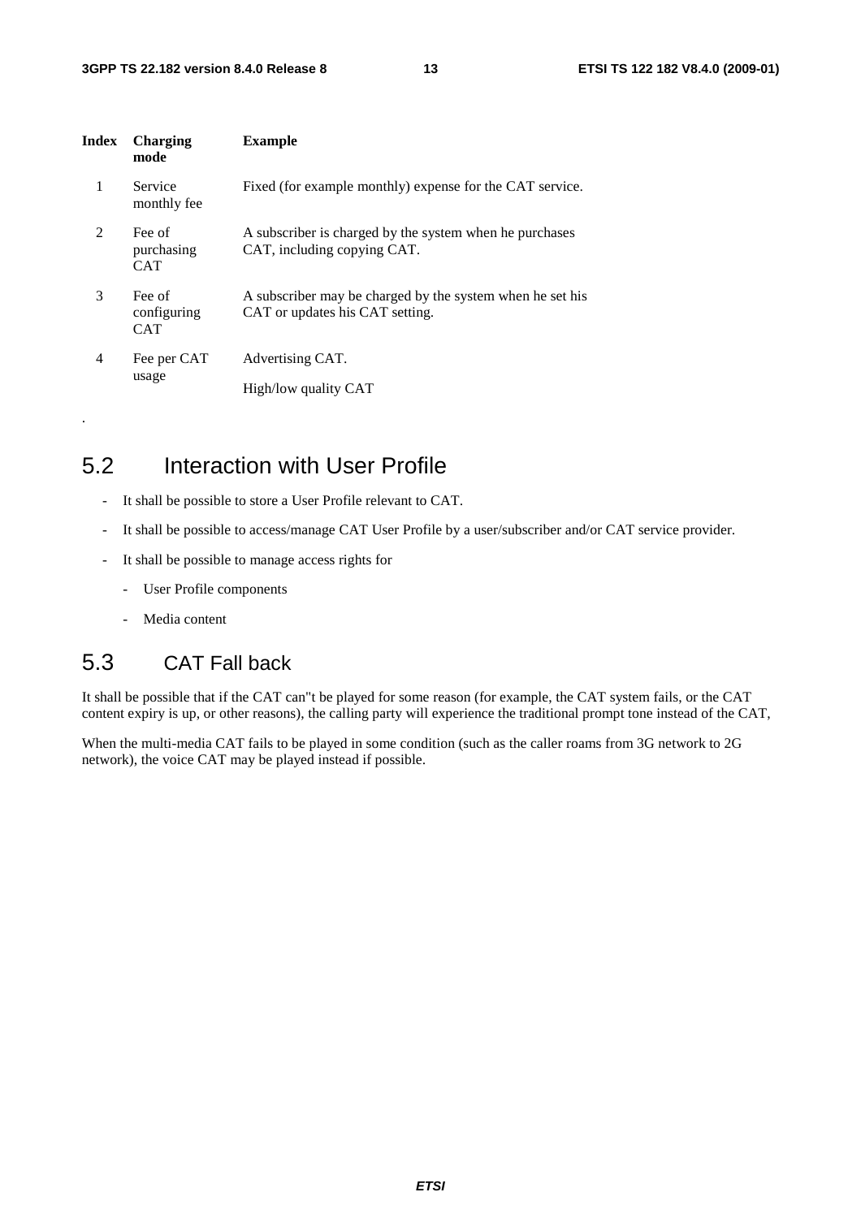| Index | Charging mode | Example |
|---|---|---|
| 1 | Service monthly fee | Fixed (for example monthly) expense for the CAT service. |
| 2 | Fee of purchasing CAT | A subscriber is charged by the system when he purchases CAT, including copying CAT. |
| 3 | Fee of configuring CAT | A subscriber may be charged by the system when he set his CAT or updates his CAT setting. |
| 4 | Fee per CAT usage | Advertising CAT.<br>High/low quality CAT |

.

## 5.2 Interaction with User Profile

- It shall be possible to store a User Profile relevant to CAT.
- It shall be possible to access/manage CAT User Profile by a user/subscriber and/or CAT service provider.
- It shall be possible to manage access rights for
    - User Profile components
    - Media content

## 5.3 CAT Fall back

It shall be possible that if the CAT can"t be played for some reason (for example, the CAT system fails, or the CAT content expiry is up, or other reasons), the calling party will experience the traditional prompt tone instead of the CAT,

When the multi-media CAT fails to be played in some condition (such as the caller roams from 3G network to 2G network), the voice CAT may be played instead if possible.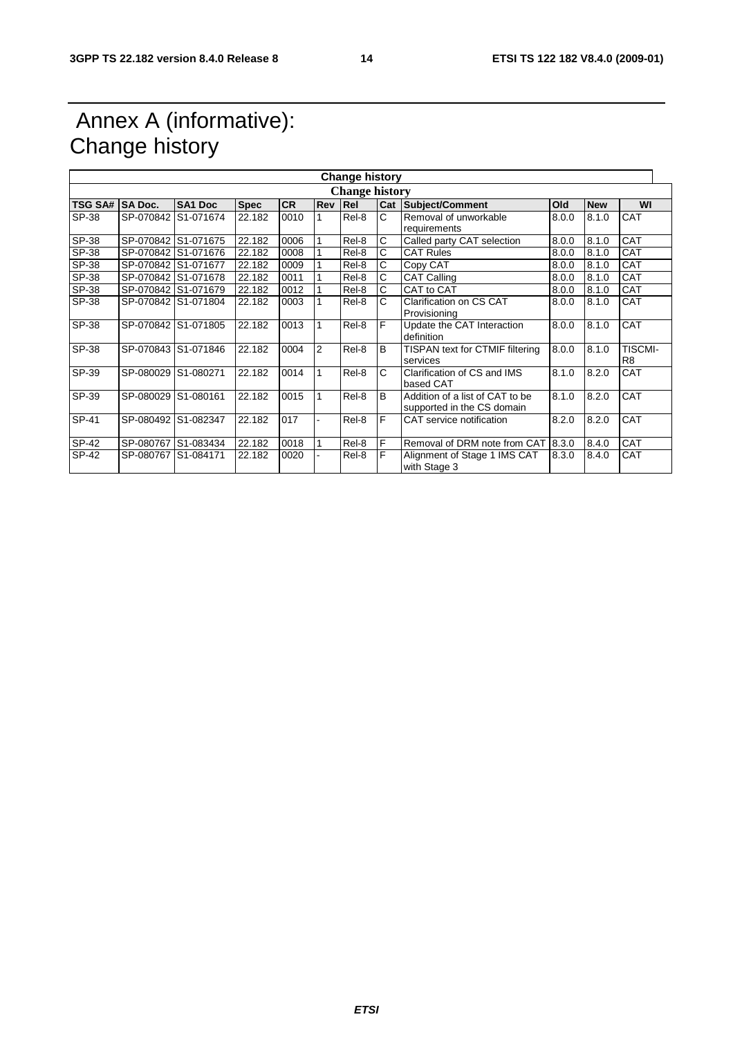# Annex A (informative): Change history

| Change history | | | | | | | | | | | |
|---|---|---|---|---|---|---|---|---|---|---|---|
| **Change history** | | | | | | | | | | | |
| **TSG SA#** | **SA Doc.** | **SA1 Doc** | **Spec** | **CR** | **Rev** | **Rel** | **Cat** | **Subject/Comment** | **Old** | **New** | **WI** |
| SP-38 | SP-070842 | S1-071674 | 22.182 | 0010 | 1 | Rel-8 | C | Removal of unworkable requirements | 8.0.0 | 8.1.0 | CAT |
| SP-38 | SP-070842 | S1-071675 | 22.182 | 0006 | 1 | Rel-8 | C | Called party CAT selection | 8.0.0 | 8.1.0 | CAT |
| SP-38 | SP-070842 | S1-071676 | 22.182 | 0008 | 1 | Rel-8 | C | CAT Rules | 8.0.0 | 8.1.0 | CAT |
| SP-38 | SP-070842 | S1-071677 | 22.182 | 0009 | 1 | Rel-8 | C | Copy CAT | 8.0.0 | 8.1.0 | CAT |
| SP-38 | SP-070842 | S1-071678 | 22.182 | 0011 | 1 | Rel-8 | C | CAT Calling | 8.0.0 | 8.1.0 | CAT |
| SP-38 | SP-070842 | S1-071679 | 22.182 | 0012 | 1 | Rel-8 | C | CAT to CAT | 8.0.0 | 8.1.0 | CAT |
| SP-38 | SP-070842 | S1-071804 | 22.182 | 0003 | 1 | Rel-8 | C | Clarification on CS CAT Provisioning | 8.0.0 | 8.1.0 | CAT |
| SP-38 | SP-070842 | S1-071805 | 22.182 | 0013 | 1 | Rel-8 | F | Update the CAT Interaction definition | 8.0.0 | 8.1.0 | CAT |
| SP-38 | SP-070843 | S1-071846 | 22.182 | 0004 | 2 | Rel-8 | B | TISPAN text for CTMIF filtering services | 8.0.0 | 8.1.0 | TISCMI-R8 |
| SP-39 | SP-080029 | S1-080271 | 22.182 | 0014 | 1 | Rel-8 | C | Clarification of CS and IMS based CAT | 8.1.0 | 8.2.0 | CAT |
| SP-39 | SP-080029 | S1-080161 | 22.182 | 0015 | 1 | Rel-8 | B | Addition of a list of CAT to be supported in the CS domain | 8.1.0 | 8.2.0 | CAT |
| SP-41 | SP-080492 | S1-082347 | 22.182 | 017 | - | Rel-8 | F | CAT service notification | 8.2.0 | 8.2.0 | CAT |
| SP-42 | SP-080767 | S1-083434 | 22.182 | 0018 | 1 | Rel-8 | F | Removal of DRM note from CAT | 8.3.0 | 8.4.0 | CAT |
| SP-42 | SP-080767 | S1-084171 | 22.182 | 0020 | - | Rel-8 | F | Alignment of Stage 1 IMS CAT with Stage 3 | 8.3.0 | 8.4.0 | CAT |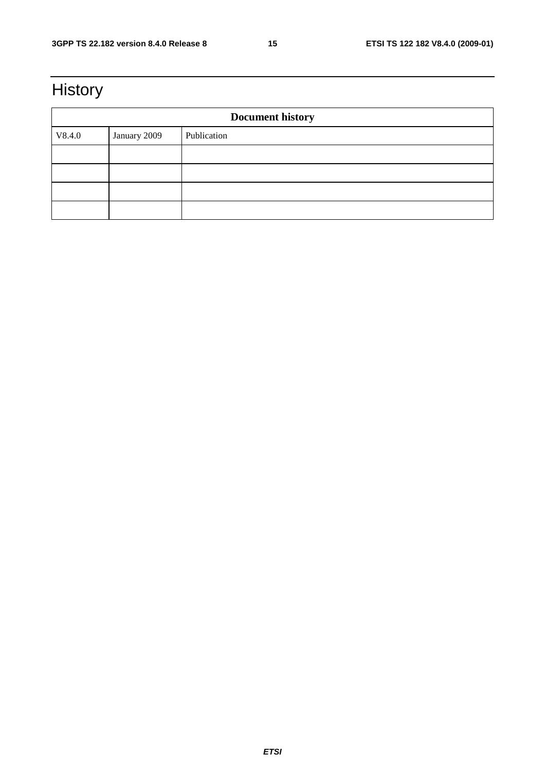# History

| Document history | | |
|---|---|---|
| V8.4.0 | January 2009 | Publication |
| | | |
| | | |
| | | |
| | | |